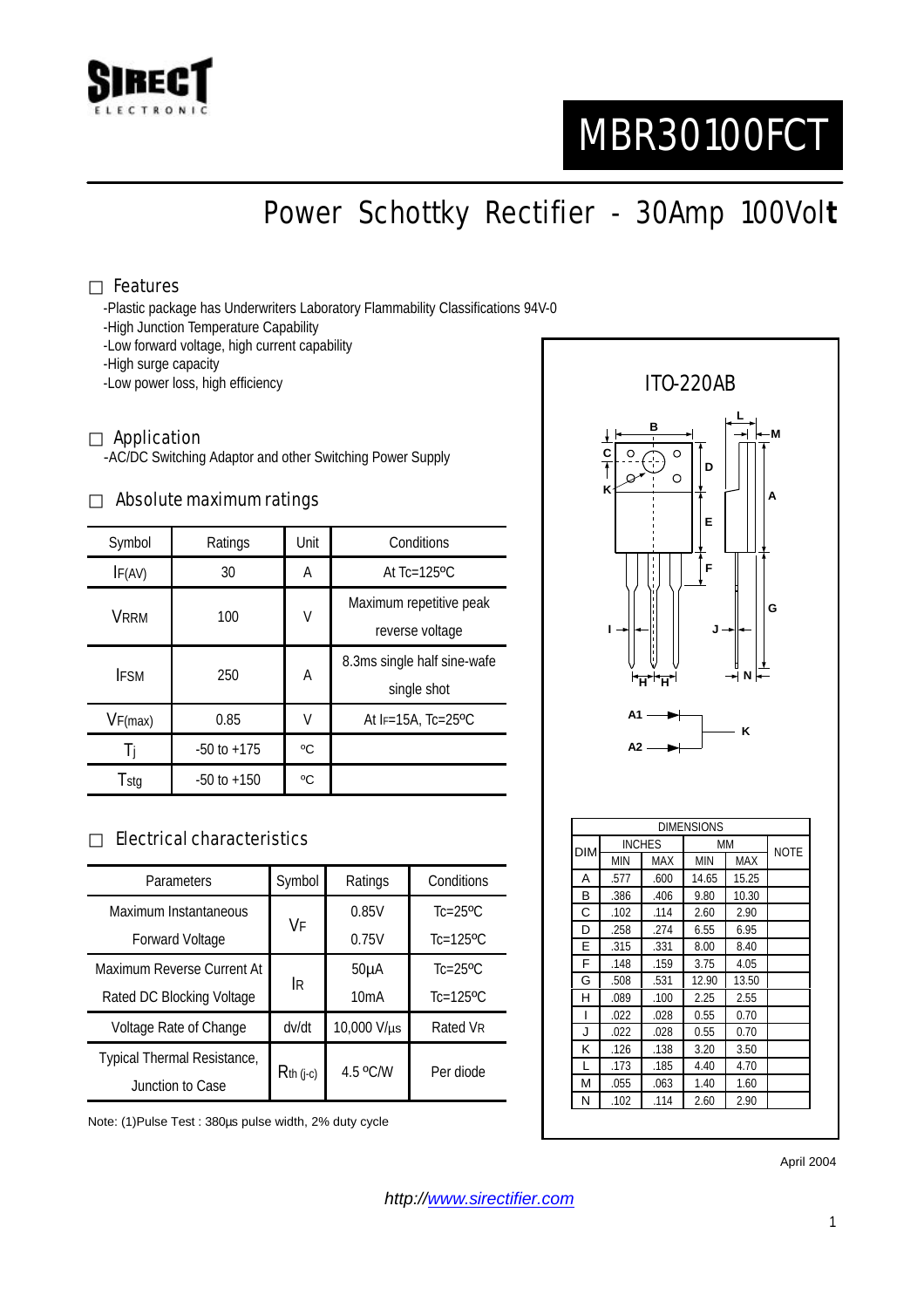# MBR30100FCT

## Power Schottky Rectifier - 30Amp 100Volt

### Features

- -Plastic package has Underwriters Laboratory Flammability Classifications 94V-0
- -High Junction Temperature Capability
- -Low forward voltage, high current capability
- -High surge capacity
- -Low power loss, high efficiency

### Application

-AC/DC Switching Adaptor and other Switching Power Supply

### Absolute maximum ratings

| Symbol | Ratings | Unit | Conditions |
|---|---|---|---|
| $I_{F(AV)}$ | 30 | A | At Tc=125ºC |
| $V_{RRM}$ | 100 | V | Maximum repetitive peak reverse voltage |
| $I_{FSM}$ | 250 | A | 8.3ms single half sine-wafe single shot |
| $V_{F(max)}$ | 0.85 | V | At $I_F$=15A, Tc=25ºC |
| $T_j$ | -50 to +175 | ºC | |
| $T_{stg}$ | -50 to +150 | ºC | |

### Electrical characteristics

| Parameters | Symbol | Ratings | Conditions |
|---|---|---|---|
| Maximum Instantaneous Forward Voltage | $V_F$ | 0.85V | Tc=25ºC |
| | | 0.75V | Tc=125ºC |
| Maximum Reverse Current At Rated DC Blocking Voltage | $I_R$ | 50µA | Tc=25ºC |
| | | 10mA | Tc=125ºC |
| Voltage Rate of Change | dv/dt | 10,000 V/µs | Rated $V_R$ |
| Typical Thermal Resistance, Junction to Case | $R_{th\ (j-c)}$ | 4.5 ºC/W | Per diode |

Note: (1)Pulse Test : 380µs pulse width, 2% duty cycle

### ITO-220AB

| DIM | INCHES | | MM | | NOTE |
|---|---|---|---|---|---|
| | MIN | MAX | MIN | MAX | |
| A | .577 | .600 | 14.65 | 15.25 | |
| B | .386 | .406 | 9.80 | 10.30 | |
| C | .102 | .114 | 2.60 | 2.90 | |
| D | .258 | .274 | 6.55 | 6.95 | |
| E | .315 | .331 | 8.00 | 8.40 | |
| F | .148 | .159 | 3.75 | 4.05 | |
| G | .508 | .531 | 12.90 | 13.50 | |
| H | .089 | .100 | 2.25 | 2.55 | |
| I | .022 | .028 | 0.55 | 0.70 | |
| J | .022 | .028 | 0.55 | 0.70 | |
| K | .126 | .138 | 3.20 | 3.50 | |
| L | .173 | .185 | 4.40 | 4.70 | |
| M | .055 | .063 | 1.40 | 1.60 | |
| N | .102 | .114 | 2.60 | 2.90 | |

April 2004

http://www.sirectifier.com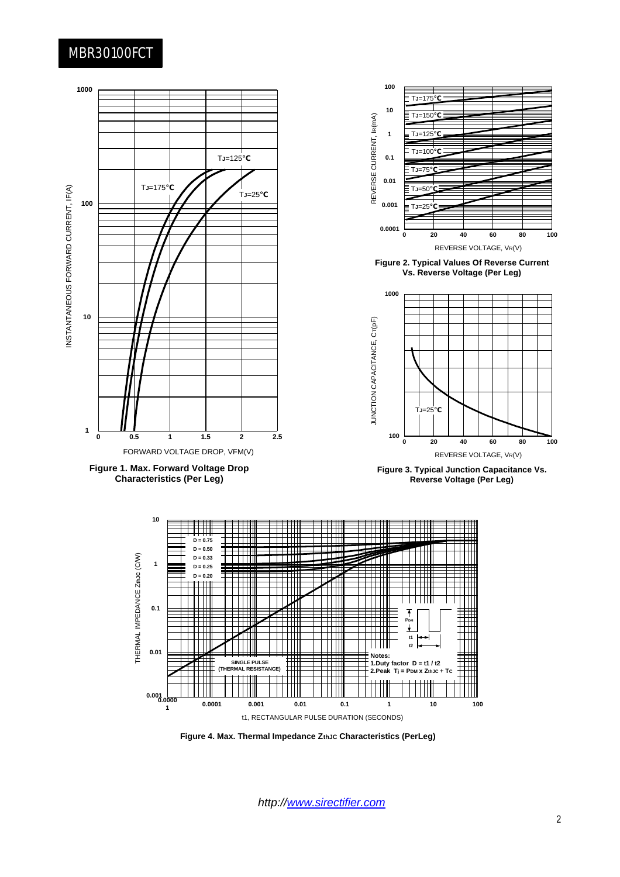# MBR30100FCT

INSTANTANEOUS FORWARD CURRENT, IF(A)

FORWARD VOLTAGE DROP, VFM(V)

TJ=125°C TJ=175°C TJ=25°C

**Figure 1. Max. Forward Voltage Drop Characteristics (Per Leg)**

REVERSE CURRENT, IR(mA)

REVERSE VOLTAGE, VR(V)

TJ=175°C TJ=150°C TJ=125°C TJ=100°C TJ=75°C TJ=50°C TJ=25°C

**Figure 2. Typical Values Of Reverse Current Vs. Reverse Voltage (Per Leg)**

JUNCTION CAPACITANCE, CT(pF)

REVERSE VOLTAGE, VR(V)

TJ=25°C

**Figure 3. Typical Junction Capacitance Vs. Reverse Voltage (Per Leg)**

THERMAL IMPEDANCE ZthJC (C/W)

t1, RECTANGULAR PULSE DURATION (SECONDS)

D = 0.75
D = 0.50
D = 0.33
D = 0.25
D = 0.20

SINGLE PULSE (THERMAL RESISTANCE)

Notes:
1.Duty factor D = t1 / t2
2.Peak Tj = PDM x ZthJC + Tc

**Figure 4. Max. Thermal Impedance ZthJC Characteristics (PerLeg)**

*http://www.sirectifier.com*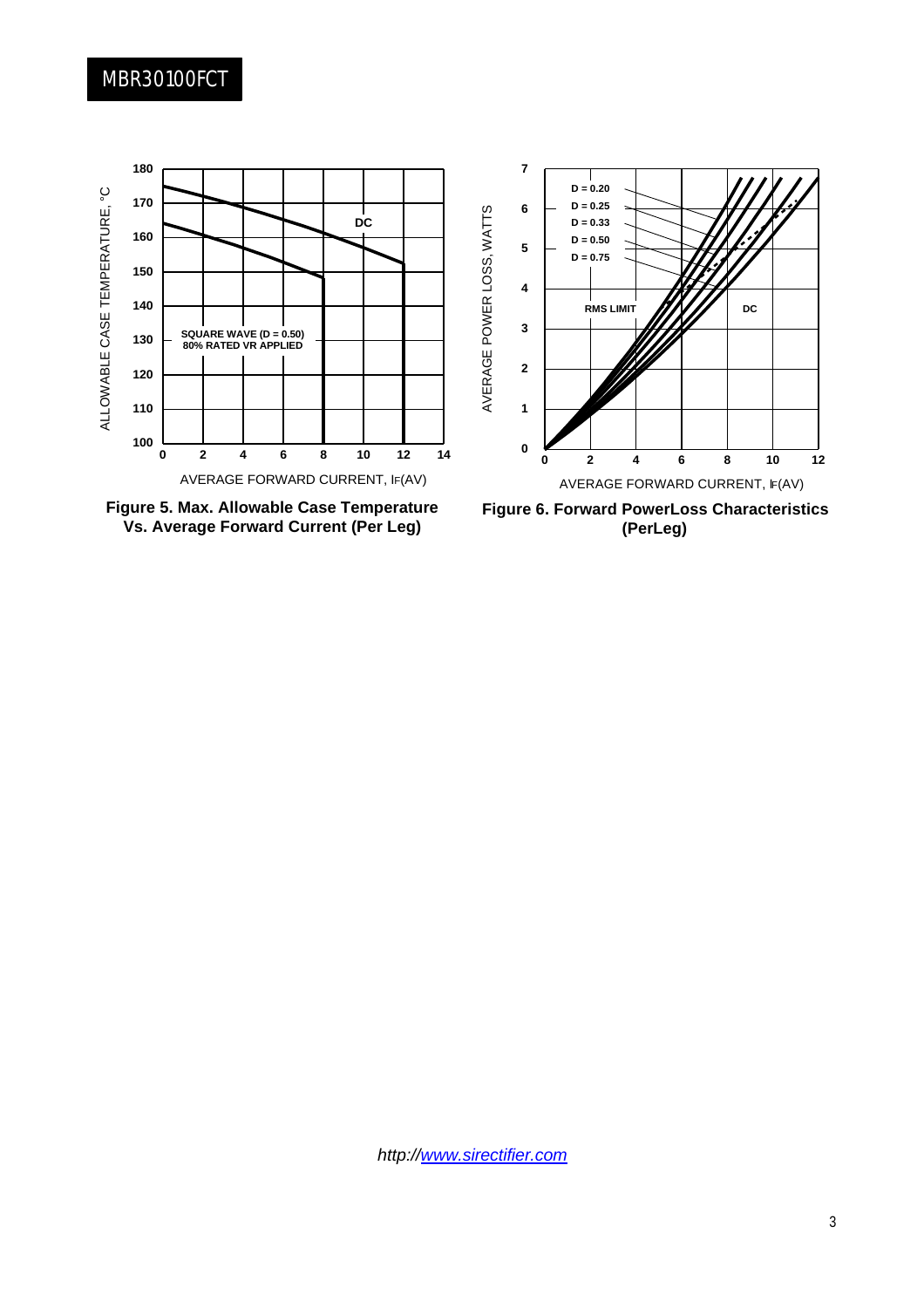ALLOWABLE CASE TEMPERATURE, °C

180
170
160
150
140
130
120
110
100

0 2 4 6 8 10 12 14

DC

SQUARE WAVE (D = 0.50)
80% RATED VR APPLIED

AVERAGE FORWARD CURRENT, IF(AV)

**Figure 5. Max. Allowable Case Temperature Vs. Average Forward Current (Per Leg)**

AVERAGE POWER LOSS, WATTS

7
6
5
4
3
2
1
0

0 2 4 6 8 10 12

D = 0.20
D = 0.25
D = 0.33
D = 0.50
D = 0.75

RMS LIMIT

DC

AVERAGE FORWARD CURRENT, IF(AV)

**Figure 6. Forward PowerLoss Characteristics (PerLeg)**

*http://www.sirectifier.com*